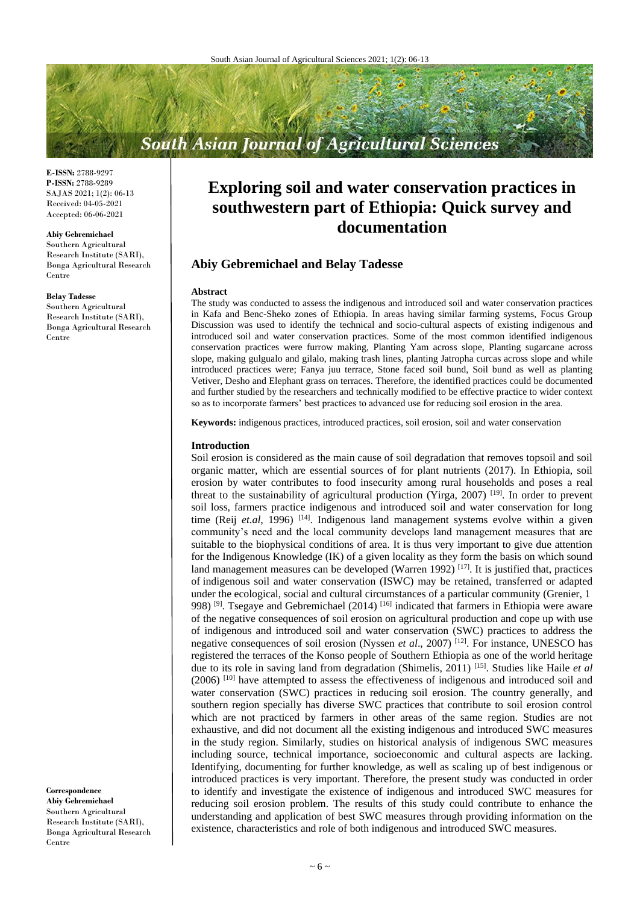# Exploring soil and water conservation practices in southwestern part of Ethiopia: Quick survey and documentation

## Abiy Gebremichael and Belay Tadesse

**E-ISSN:** 2788-9297
**P-ISSN:** 2788-9289
SAJAS 2021; 1(2): 06-13
Received: 04-05-2021
Accepted: 06-06-2021

**Abiy Gebremichael**
Southern Agricultural Research Institute (SARI), Bonga Agricultural Research Centre

**Belay Tadesse**
Southern Agricultural Research Institute (SARI), Bonga Agricultural Research Centre

**Correspondence**
**Abiy Gebremichael**
Southern Agricultural Research Institute (SARI), Bonga Agricultural Research Centre

### Abstract

The study was conducted to assess the indigenous and introduced soil and water conservation practices in Kafa and Benc-Sheko zones of Ethiopia. In areas having similar farming systems, Focus Group Discussion was used to identify the technical and socio-cultural aspects of existing indigenous and introduced soil and water conservation practices. Some of the most common identified indigenous conservation practices were furrow making, Planting Yam across slope, Planting sugarcane across slope, making gulgualo and gilalo, making trash lines, planting Jatropha curcas across slope and while introduced practices were; Fanya juu terrace, Stone faced soil bund, Soil bund as well as planting Vetiver, Desho and Elephant grass on terraces. Therefore, the identified practices could be documented and further studied by the researchers and technically modified to be effective practice to wider context so as to incorporate farmers' best practices to advanced use for reducing soil erosion in the area.

**Keywords:** indigenous practices, introduced practices, soil erosion, soil and water conservation

### Introduction

Soil erosion is considered as the main cause of soil degradation that removes topsoil and soil organic matter, which are essential sources of for plant nutrients (2017). In Ethiopia, soil erosion by water contributes to food insecurity among rural households and poses a real threat to the sustainability of agricultural production (Yirga, 2007) [19]. In order to prevent soil loss, farmers practice indigenous and introduced soil and water conservation for long time (Reij *et.al*, 1996) [14]. Indigenous land management systems evolve within a given community's need and the local community develops land management measures that are suitable to the biophysical conditions of area. It is thus very important to give due attention for the Indigenous Knowledge (IK) of a given locality as they form the basis on which sound land management measures can be developed (Warren 1992) [17]. It is justified that, practices of indigenous soil and water conservation (ISWC) may be retained, transferred or adapted under the ecological, social and cultural circumstances of a particular community (Grenier, 1 998) [9]. Tsegaye and Gebremichael (2014) [16] indicated that farmers in Ethiopia were aware of the negative consequences of soil erosion on agricultural production and cope up with use of indigenous and introduced soil and water conservation (SWC) practices to address the negative consequences of soil erosion (Nyssen *et al*., 2007) [12]. For instance, UNESCO has registered the terraces of the Konso people of Southern Ethiopia as one of the world heritage due to its role in saving land from degradation (Shimelis, 2011) [15]. Studies like Haile *et al* (2006) [10] have attempted to assess the effectiveness of indigenous and introduced soil and water conservation (SWC) practices in reducing soil erosion. The country generally, and southern region specially has diverse SWC practices that contribute to soil erosion control which are not practiced by farmers in other areas of the same region. Studies are not exhaustive, and did not document all the existing indigenous and introduced SWC measures in the study region. Similarly, studies on historical analysis of indigenous SWC measures including source, technical importance, socioeconomic and cultural aspects are lacking. Identifying, documenting for further knowledge, as well as scaling up of best indigenous or introduced practices is very important. Therefore, the present study was conducted in order to identify and investigate the existence of indigenous and introduced SWC measures for reducing soil erosion problem. The results of this study could contribute to enhance the understanding and application of best SWC measures through providing information on the existence, characteristics and role of both indigenous and introduced SWC measures.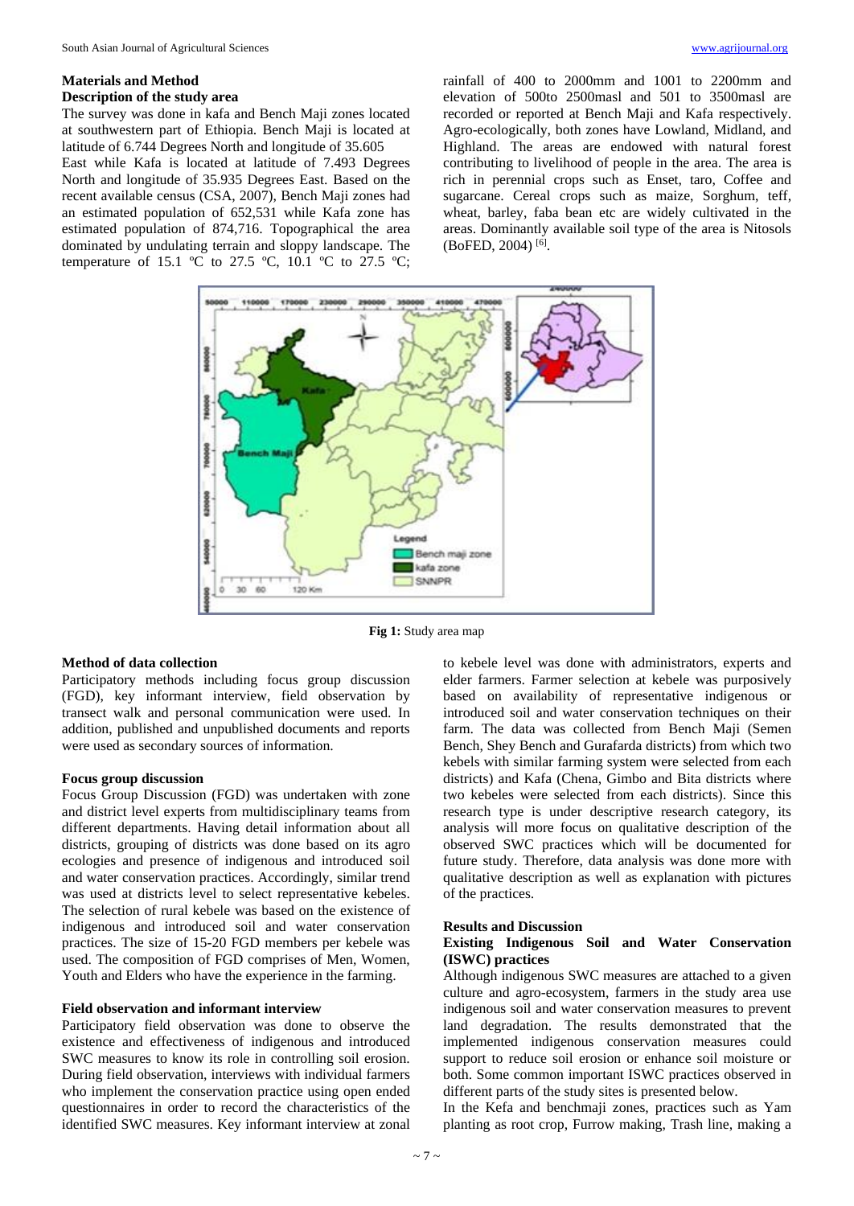## Materials and Method

### Description of the study area

The survey was done in kafa and Bench Maji zones located at southwestern part of Ethiopia. Bench Maji is located at latitude of 6.744 Degrees North and longitude of 35.605 East while Kafa is located at latitude of 7.493 Degrees North and longitude of 35.935 Degrees East. Based on the recent available census (CSA, 2007), Bench Maji zones had an estimated population of 652,531 while Kafa zone has estimated population of 874,716. Topographical the area dominated by undulating terrain and sloppy landscape. The temperature of 15.1 ºC to 27.5 ºC, 10.1 ºC to 27.5 ºC; rainfall of 400 to 2000mm and 1001 to 2200mm and elevation of 500to 2500masl and 501 to 3500masl are recorded or reported at Bench Maji and Kafa respectively. Agro-ecologically, both zones have Lowland, Midland, and Highland. The areas are endowed with natural forest contributing to livelihood of people in the area. The area is rich in perennial crops such as Enset, taro, Coffee and sugarcane. Cereal crops such as maize, Sorghum, teff, wheat, barley, faba bean etc are widely cultivated in the areas. Dominantly available soil type of the area is Nitosols (BoFED, 2004) [6].

**Fig 1:** Study area map

### Method of data collection

Participatory methods including focus group discussion (FGD), key informant interview, field observation by transect walk and personal communication were used. In addition, published and unpublished documents and reports were used as secondary sources of information.

### Focus group discussion

Focus Group Discussion (FGD) was undertaken with zone and district level experts from multidisciplinary teams from different departments. Having detail information about all districts, grouping of districts was done based on its agro ecologies and presence of indigenous and introduced soil and water conservation practices. Accordingly, similar trend was used at districts level to select representative kebeles. The selection of rural kebele was based on the existence of indigenous and introduced soil and water conservation practices. The size of 15-20 FGD members per kebele was used. The composition of FGD comprises of Men, Women, Youth and Elders who have the experience in the farming.

### Field observation and informant interview

Participatory field observation was done to observe the existence and effectiveness of indigenous and introduced SWC measures to know its role in controlling soil erosion. During field observation, interviews with individual farmers who implement the conservation practice using open ended questionnaires in order to record the characteristics of the identified SWC measures. Key informant interview at zonal to kebele level was done with administrators, experts and elder farmers. Farmer selection at kebele was purposively based on availability of representative indigenous or introduced soil and water conservation techniques on their farm. The data was collected from Bench Maji (Semen Bench, Shey Bench and Gurafarda districts) from which two kebels with similar farming system were selected from each districts) and Kafa (Chena, Gimbo and Bita districts where two kebeles were selected from each districts). Since this research type is under descriptive research category, its analysis will more focus on qualitative description of the observed SWC practices which will be documented for future study. Therefore, data analysis was done more with qualitative description as well as explanation with pictures of the practices.

## Results and Discussion

### Existing Indigenous Soil and Water Conservation (ISWC) practices

Although indigenous SWC measures are attached to a given culture and agro-ecosystem, farmers in the study area use indigenous soil and water conservation measures to prevent land degradation. The results demonstrated that the implemented indigenous conservation measures could support to reduce soil erosion or enhance soil moisture or both. Some common important ISWC practices observed in different parts of the study sites is presented below.

In the Kefa and benchmaji zones, practices such as Yam planting as root crop, Furrow making, Trash line, making a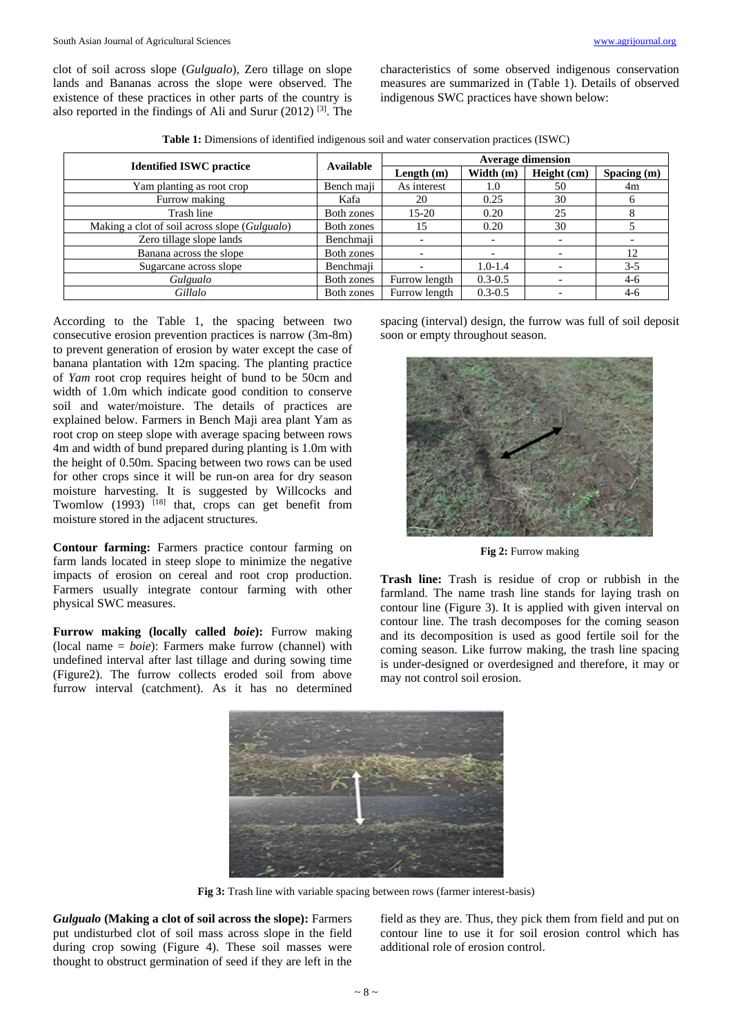clot of soil across slope (*Gulgualo*), Zero tillage on slope lands and Bananas across the slope were observed. The existence of these practices in other parts of the country is also reported in the findings of Ali and Surur (2012) [3]. The characteristics of some observed indigenous conservation measures are summarized in (Table 1). Details of observed indigenous SWC practices have shown below:

**Table 1:** Dimensions of identified indigenous soil and water conservation practices (ISWC)

| Identified ISWC practice | Available | Average dimension | | | |
|---|---|---|---|---|---|
| | | Length (m) | Width (m) | Height (cm) | Spacing (m) |
| Yam planting as root crop | Bench maji | As interest | 1.0 | 50 | 4m |
| Furrow making | Kafa | 20 | 0.25 | 30 | 6 |
| Trash line | Both zones | 15-20 | 0.20 | 25 | 8 |
| Making a clot of soil across slope (*Gulgualo*) | Both zones | 15 | 0.20 | 30 | 5 |
| Zero tillage slope lands | Benchmaji | - | - | - | - |
| Banana across the slope | Both zones | - | - | - | 12 |
| Sugarcane across slope | Benchmaji | - | 1.0-1.4 | - | 3-5 |
| *Gulgualo* | Both zones | Furrow length | 0.3-0.5 | - | 4-6 |
| *Gillalo* | Both zones | Furrow length | 0.3-0.5 | - | 4-6 |

According to the Table 1, the spacing between two consecutive erosion prevention practices is narrow (3m-8m) to prevent generation of erosion by water except the case of banana plantation with 12m spacing. The planting practice of *Yam* root crop requires height of bund to be 50cm and width of 1.0m which indicate good condition to conserve soil and water/moisture. The details of practices are explained below. Farmers in Bench Maji area plant Yam as root crop on steep slope with average spacing between rows 4m and width of bund prepared during planting is 1.0m with the height of 0.50m. Spacing between two rows can be used for other crops since it will be run-on area for dry season moisture harvesting. It is suggested by Willcocks and Twomlow (1993) [18] that, crops can get benefit from moisture stored in the adjacent structures.

**Contour farming:** Farmers practice contour farming on farm lands located in steep slope to minimize the negative impacts of erosion on cereal and root crop production. Farmers usually integrate contour farming with other physical SWC measures.

**Furrow making (locally called *boie*):** Furrow making (local name = *boie*): Farmers make furrow (channel) with undefined interval after last tillage and during sowing time (Figure2). The furrow collects eroded soil from above furrow interval (catchment). As it has no determined spacing (interval) design, the furrow was full of soil deposit soon or empty throughout season.

**Fig 2:** Furrow making

**Trash line:** Trash is residue of crop or rubbish in the farmland. The name trash line stands for laying trash on contour line (Figure 3). It is applied with given interval on contour line. The trash decomposes for the coming season and its decomposition is used as good fertile soil for the coming season. Like furrow making, the trash line spacing is under-designed or overdesigned and therefore, it may or may not control soil erosion.

**Fig 3:** Trash line with variable spacing between rows (farmer interest-basis)

***Gulgualo* (Making a clot of soil across the slope):** Farmers put undisturbed clot of soil mass across slope in the field during crop sowing (Figure 4). These soil masses were thought to obstruct germination of seed if they are left in the field as they are. Thus, they pick them from field and put on contour line to use it for soil erosion control which has additional role of erosion control.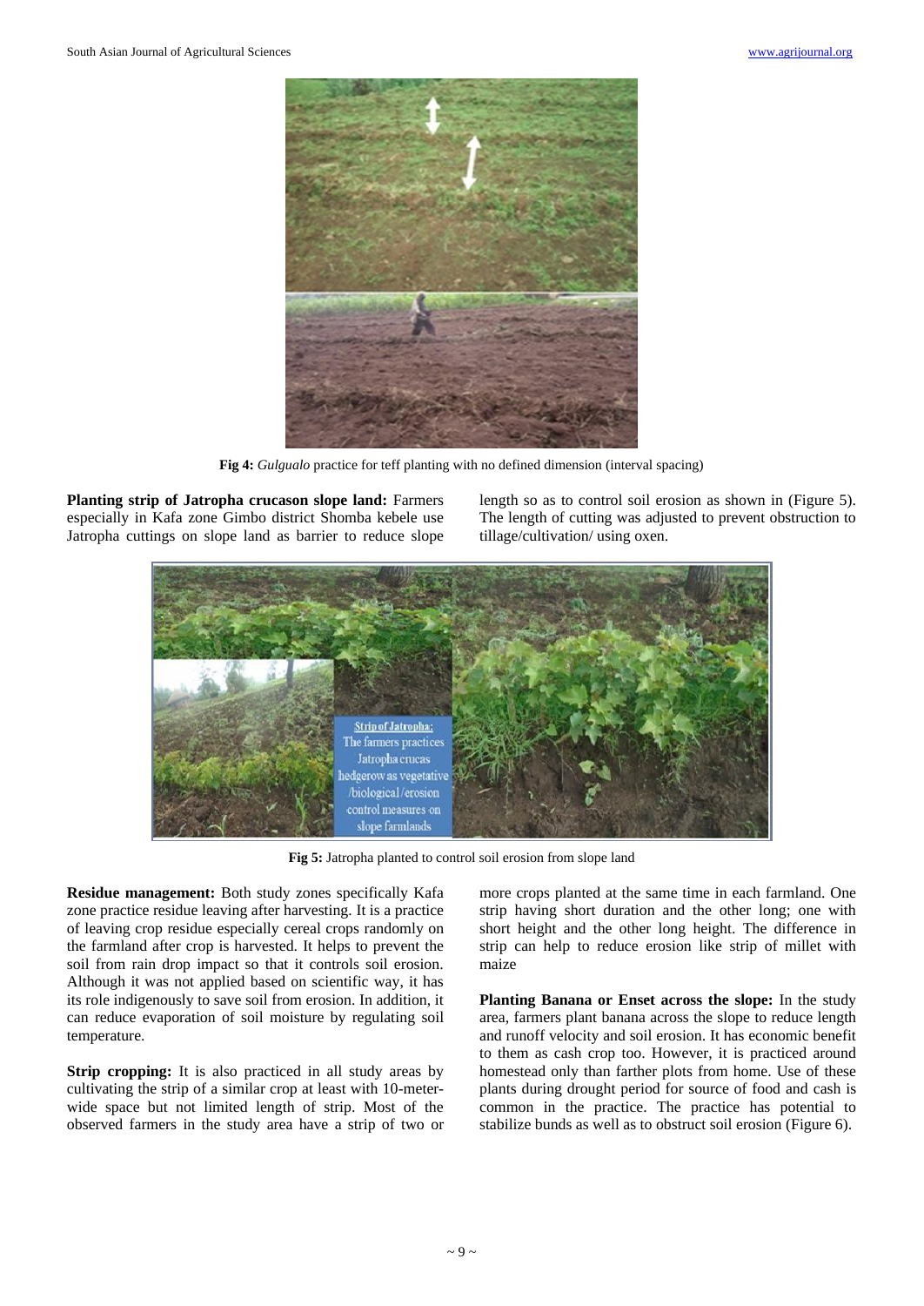**Fig 4:** *Gulgualo* practice for teff planting with no defined dimension (interval spacing)

**Planting strip of Jatropha crucason slope land:** Farmers especially in Kafa zone Gimbo district Shomba kebele use Jatropha cuttings on slope land as barrier to reduce slope length so as to control soil erosion as shown in (Figure 5). The length of cutting was adjusted to prevent obstruction to tillage/cultivation/ using oxen.

**Fig 5:** Jatropha planted to control soil erosion from slope land

**Residue management:** Both study zones specifically Kafa zone practice residue leaving after harvesting. It is a practice of leaving crop residue especially cereal crops randomly on the farmland after crop is harvested. It helps to prevent the soil from rain drop impact so that it controls soil erosion. Although it was not applied based on scientific way, it has its role indigenously to save soil from erosion. In addition, it can reduce evaporation of soil moisture by regulating soil temperature.

**Strip cropping:** It is also practiced in all study areas by cultivating the strip of a similar crop at least with 10-meter-wide space but not limited length of strip. Most of the observed farmers in the study area have a strip of two or more crops planted at the same time in each farmland. One strip having short duration and the other long; one with short height and the other long height. The difference in strip can help to reduce erosion like strip of millet with maize

**Planting Banana or Enset across the slope:** In the study area, farmers plant banana across the slope to reduce length and runoff velocity and soil erosion. It has economic benefit to them as cash crop too. However, it is practiced around homestead only than farther plots from home. Use of these plants during drought period for source of food and cash is common in the practice. The practice has potential to stabilize bunds as well as to obstruct soil erosion (Figure 6).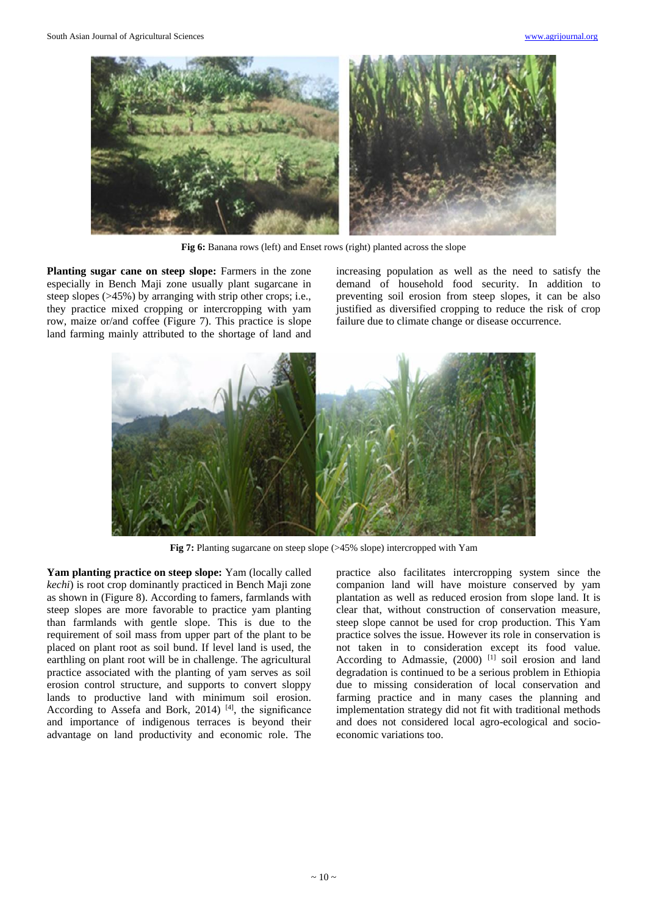Fig 6: Banana rows (left) and Enset rows (right) planted across the slope

**Planting sugar cane on steep slope:** Farmers in the zone especially in Bench Maji zone usually plant sugarcane in steep slopes (>45%) by arranging with strip other crops; i.e., they practice mixed cropping or intercropping with yam row, maize or/and coffee (Figure 7). This practice is slope land farming mainly attributed to the shortage of land and increasing population as well as the need to satisfy the demand of household food security. In addition to preventing soil erosion from steep slopes, it can be also justified as diversified cropping to reduce the risk of crop failure due to climate change or disease occurrence.

Fig 7: Planting sugarcane on steep slope (>45% slope) intercropped with Yam

**Yam planting practice on steep slope:** Yam (locally called *kechi*) is root crop dominantly practiced in Bench Maji zone as shown in (Figure 8). According to famers, farmlands with steep slopes are more favorable to practice yam planting than farmlands with gentle slope. This is due to the requirement of soil mass from upper part of the plant to be placed on plant root as soil bund. If level land is used, the earthling on plant root will be in challenge. The agricultural practice associated with the planting of yam serves as soil erosion control structure, and supports to convert sloppy lands to productive land with minimum soil erosion. According to Assefa and Bork, 2014) [4], the significance and importance of indigenous terraces is beyond their advantage on land productivity and economic role. The practice also facilitates intercropping system since the companion land will have moisture conserved by yam plantation as well as reduced erosion from slope land. It is clear that, without construction of conservation measure, steep slope cannot be used for crop production. This Yam practice solves the issue. However its role in conservation is not taken in to consideration except its food value. According to Admassie, (2000) [1] soil erosion and land degradation is continued to be a serious problem in Ethiopia due to missing consideration of local conservation and farming practice and in many cases the planning and implementation strategy did not fit with traditional methods and does not considered local agro-ecological and socio-economic variations too.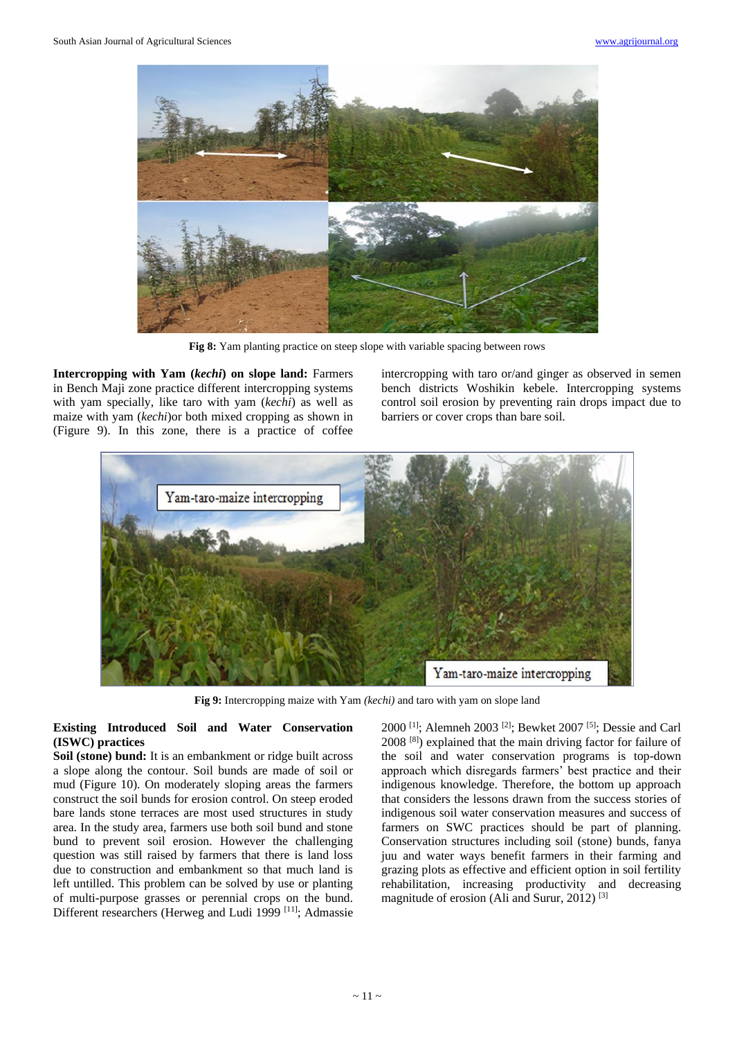Fig 8: Yam planting practice on steep slope with variable spacing between rows

**Intercropping with Yam (*kechi*) on slope land:** Farmers in Bench Maji zone practice different intercropping systems with yam specially, like taro with yam (*kechi*) as well as maize with yam (*kechi*)or both mixed cropping as shown in (Figure 9). In this zone, there is a practice of coffee intercropping with taro or/and ginger as observed in semen bench districts Woshikin kebele. Intercropping systems control soil erosion by preventing rain drops impact due to barriers or cover crops than bare soil.

Fig 9: Intercropping maize with Yam *(kechi)* and taro with yam on slope land

**Existing Introduced Soil and Water Conservation (ISWC) practices**

**Soil (stone) bund:** It is an embankment or ridge built across a slope along the contour. Soil bunds are made of soil or mud (Figure 10). On moderately sloping areas the farmers construct the soil bunds for erosion control. On steep eroded bare lands stone terraces are most used structures in study area. In the study area, farmers use both soil bund and stone bund to prevent soil erosion. However the challenging question was still raised by farmers that there is land loss due to construction and embankment so that much land is left untilled. This problem can be solved by use or planting of multi-purpose grasses or perennial crops on the bund. Different researchers (Herweg and Ludi 1999 [11]; Admassie 2000 [1]; Alemneh 2003 [2]; Bewket 2007 [5]; Dessie and Carl 2008 [8]) explained that the main driving factor for failure of the soil and water conservation programs is top-down approach which disregards farmers' best practice and their indigenous knowledge. Therefore, the bottom up approach that considers the lessons drawn from the success stories of indigenous soil water conservation measures and success of farmers on SWC practices should be part of planning. Conservation structures including soil (stone) bunds, fanya juu and water ways benefit farmers in their farming and grazing plots as effective and efficient option in soil fertility rehabilitation, increasing productivity and decreasing magnitude of erosion (Ali and Surur, 2012) [3]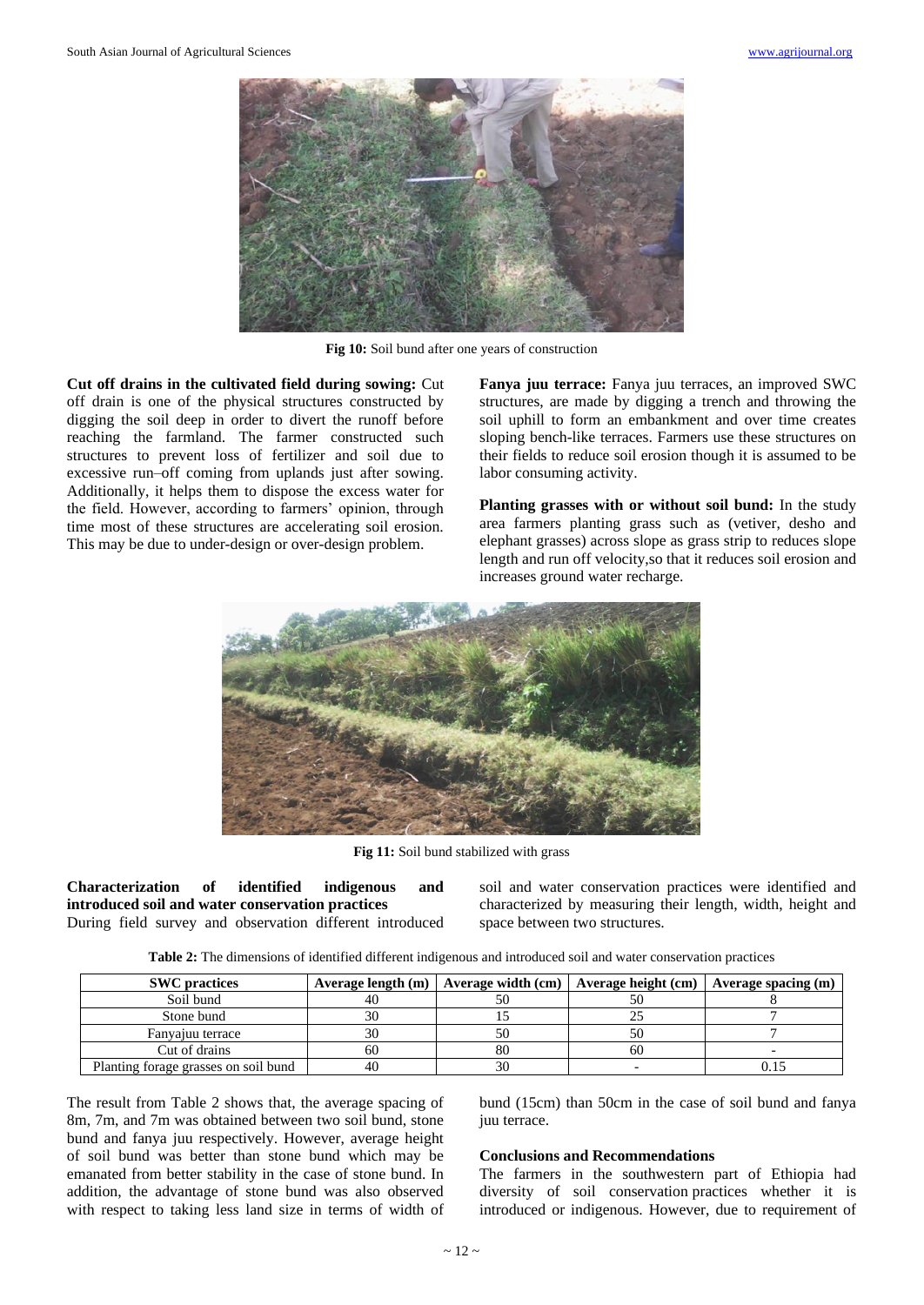Fig 10: Soil bund after one years of construction

**Cut off drains in the cultivated field during sowing:** Cut off drain is one of the physical structures constructed by digging the soil deep in order to divert the runoff before reaching the farmland. The farmer constructed such structures to prevent loss of fertilizer and soil due to excessive run–off coming from uplands just after sowing. Additionally, it helps them to dispose the excess water for the field. However, according to farmers' opinion, through time most of these structures are accelerating soil erosion. This may be due to under-design or over-design problem.

**Fanya juu terrace:** Fanya juu terraces, an improved SWC structures, are made by digging a trench and throwing the soil uphill to form an embankment and over time creates sloping bench-like terraces. Farmers use these structures on their fields to reduce soil erosion though it is assumed to be labor consuming activity.

**Planting grasses with or without soil bund:** In the study area farmers planting grass such as (vetiver, desho and elephant grasses) across slope as grass strip to reduces slope length and run off velocity,so that it reduces soil erosion and increases ground water recharge.

Fig 11: Soil bund stabilized with grass

**Characterization of identified indigenous and introduced soil and water conservation practices**

During field survey and observation different introduced soil and water conservation practices were identified and characterized by measuring their length, width, height and space between two structures.

**Table 2:** The dimensions of identified different indigenous and introduced soil and water conservation practices

| SWC practices | Average length (m) | Average width (cm) | Average height (cm) | Average spacing (m) |
|---|---|---|---|---|
| Soil bund | 40 | 50 | 50 | 8 |
| Stone bund | 30 | 15 | 25 | 7 |
| Fanyajuu terrace | 30 | 50 | 50 | 7 |
| Cut of drains | 60 | 80 | 60 | - |
| Planting forage grasses on soil bund | 40 | 30 | - | 0.15 |

The result from Table 2 shows that, the average spacing of 8m, 7m, and 7m was obtained between two soil bund, stone bund and fanya juu respectively. However, average height of soil bund was better than stone bund which may be emanated from better stability in the case of stone bund. In addition, the advantage of stone bund was also observed with respect to taking less land size in terms of width of bund (15cm) than 50cm in the case of soil bund and fanya juu terrace.

## Conclusions and Recommendations

The farmers in the southwestern part of Ethiopia had diversity of soil conservation practices whether it is introduced or indigenous. However, due to requirement of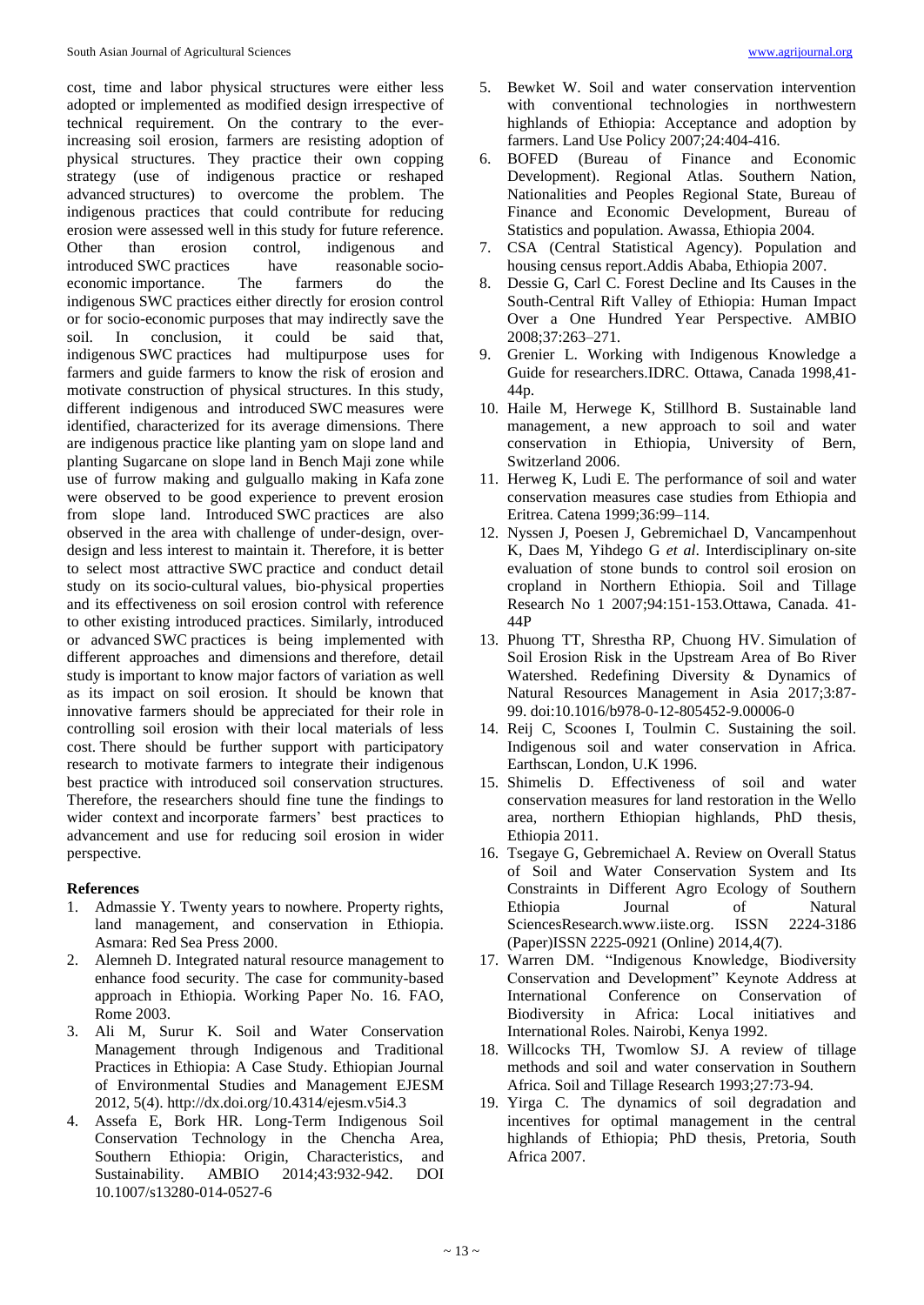cost, time and labor physical structures were either less adopted or implemented as modified design irrespective of technical requirement. On the contrary to the ever-increasing soil erosion, farmers are resisting adoption of physical structures. They practice their own copping strategy (use of indigenous practice or reshaped advanced structures) to overcome the problem. The indigenous practices that could contribute for reducing erosion were assessed well in this study for future reference. Other than erosion control, indigenous and introduced SWC practices have reasonable socio-economic importance. The farmers do the indigenous SWC practices either directly for erosion control or for socio-economic purposes that may indirectly save the soil. In conclusion, it could be said that, indigenous SWC practices had multipurpose uses for farmers and guide farmers to know the risk of erosion and motivate construction of physical structures. In this study, different indigenous and introduced SWC measures were identified, characterized for its average dimensions. There are indigenous practice like planting yam on slope land and planting Sugarcane on slope land in Bench Maji zone while use of furrow making and gulguallo making in Kafa zone were observed to be good experience to prevent erosion from slope land. Introduced SWC practices are also observed in the area with challenge of under-design, over-design and less interest to maintain it. Therefore, it is better to select most attractive SWC practice and conduct detail study on its socio-cultural values, bio-physical properties and its effectiveness on soil erosion control with reference to other existing introduced practices. Similarly, introduced or advanced SWC practices is being implemented with different approaches and dimensions and therefore, detail study is important to know major factors of variation as well as its impact on soil erosion. It should be known that innovative farmers should be appreciated for their role in controlling soil erosion with their local materials of less cost. There should be further support with participatory research to motivate farmers to integrate their indigenous best practice with introduced soil conservation structures. Therefore, the researchers should fine tune the findings to wider context and incorporate farmers' best practices to advancement and use for reducing soil erosion in wider perspective.

**References**

1. Admassie Y. Twenty years to nowhere. Property rights, land management, and conservation in Ethiopia. Asmara: Red Sea Press 2000.
2. Alemneh D. Integrated natural resource management to enhance food security. The case for community-based approach in Ethiopia. Working Paper No. 16. FAO, Rome 2003.
3. Ali M, Surur K. Soil and Water Conservation Management through Indigenous and Traditional Practices in Ethiopia: A Case Study. Ethiopian Journal of Environmental Studies and Management EJESM 2012, 5(4). http://dx.doi.org/10.4314/ejesm.v5i4.3
4. Assefa E, Bork HR. Long-Term Indigenous Soil Conservation Technology in the Chencha Area, Southern Ethiopia: Origin, Characteristics, and Sustainability. AMBIO 2014;43:932-942. DOI 10.1007/s13280-014-0527-6
5. Bewket W. Soil and water conservation intervention with conventional technologies in northwestern highlands of Ethiopia: Acceptance and adoption by farmers. Land Use Policy 2007;24:404-416.
6. BOFED (Bureau of Finance and Economic Development). Regional Atlas. Southern Nation, Nationalities and Peoples Regional State, Bureau of Finance and Economic Development, Bureau of Statistics and population. Awassa, Ethiopia 2004.
7. CSA (Central Statistical Agency). Population and housing census report.Addis Ababa, Ethiopia 2007.
8. Dessie G, Carl C. Forest Decline and Its Causes in the South-Central Rift Valley of Ethiopia: Human Impact Over a One Hundred Year Perspective. AMBIO 2008;37:263–271.
9. Grenier L. Working with Indigenous Knowledge a Guide for researchers.IDRC. Ottawa, Canada 1998,41-44p.
10. Haile M, Herwege K, Stillhord B. Sustainable land management, a new approach to soil and water conservation in Ethiopia, University of Bern, Switzerland 2006.
11. Herweg K, Ludi E. The performance of soil and water conservation measures case studies from Ethiopia and Eritrea. Catena 1999;36:99–114.
12. Nyssen J, Poesen J, Gebremichael D, Vancampenhout K, Daes M, Yihdego G *et al*. Interdisciplinary on-site evaluation of stone bunds to control soil erosion on cropland in Northern Ethiopia. Soil and Tillage Research No 1 2007;94:151-153.Ottawa, Canada. 41-44P
13. Phuong TT, Shrestha RP, Chuong HV. Simulation of Soil Erosion Risk in the Upstream Area of Bo River Watershed. Redefining Diversity & Dynamics of Natural Resources Management in Asia 2017;3:87-99. doi:10.1016/b978-0-12-805452-9.00006-0
14. Reij C, Scoones I, Toulmin C. Sustaining the soil. Indigenous soil and water conservation in Africa. Earthscan, London, U.K 1996.
15. Shimelis D. Effectiveness of soil and water conservation measures for land restoration in the Wello area, northern Ethiopian highlands, PhD thesis, Ethiopia 2011.
16. Tsegaye G, Gebremichael A. Review on Overall Status of Soil and Water Conservation System and Its Constraints in Different Agro Ecology of Southern Ethiopia Journal of Natural SciencesResearch.www.iiste.org. ISSN 2224-3186 (Paper)ISSN 2225-0921 (Online) 2014,4(7).
17. Warren DM. "Indigenous Knowledge, Biodiversity Conservation and Development" Keynote Address at International Conference on Conservation of Biodiversity in Africa: Local initiatives and International Roles. Nairobi, Kenya 1992.
18. Willcocks TH, Twomlow SJ. A review of tillage methods and soil and water conservation in Southern Africa. Soil and Tillage Research 1993;27:73-94.
19. Yirga C. The dynamics of soil degradation and incentives for optimal management in the central highlands of Ethiopia; PhD thesis, Pretoria, South Africa 2007.